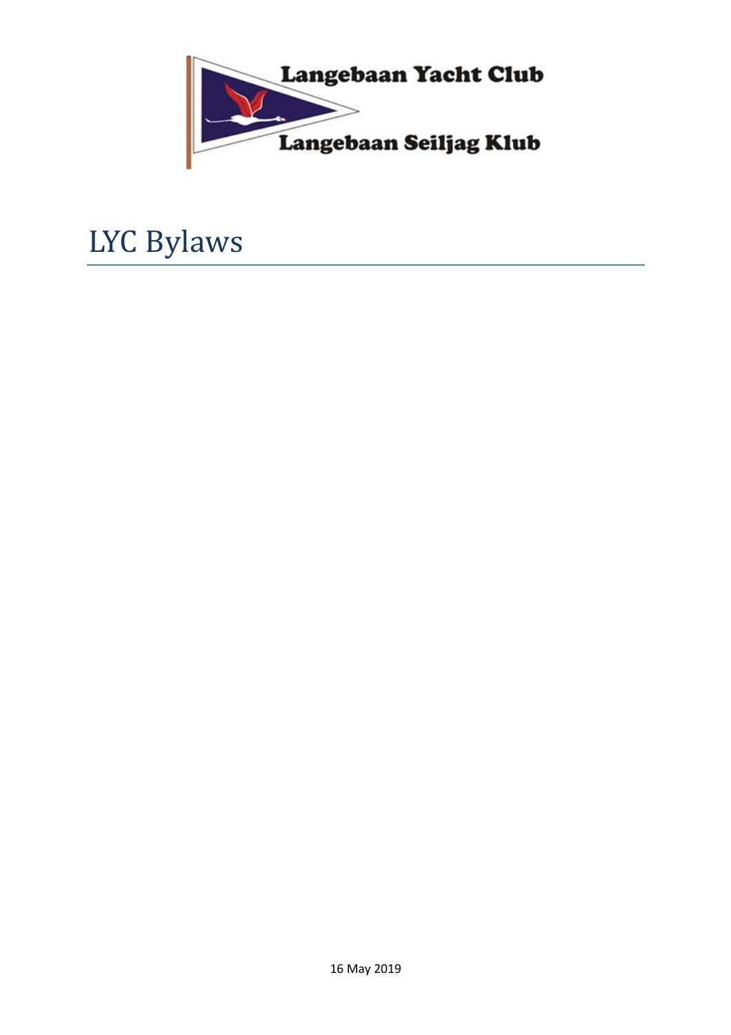Langebaan Yacht Club

Langebaan Seiljag Klub

# LYC Bylaws

16 May 2019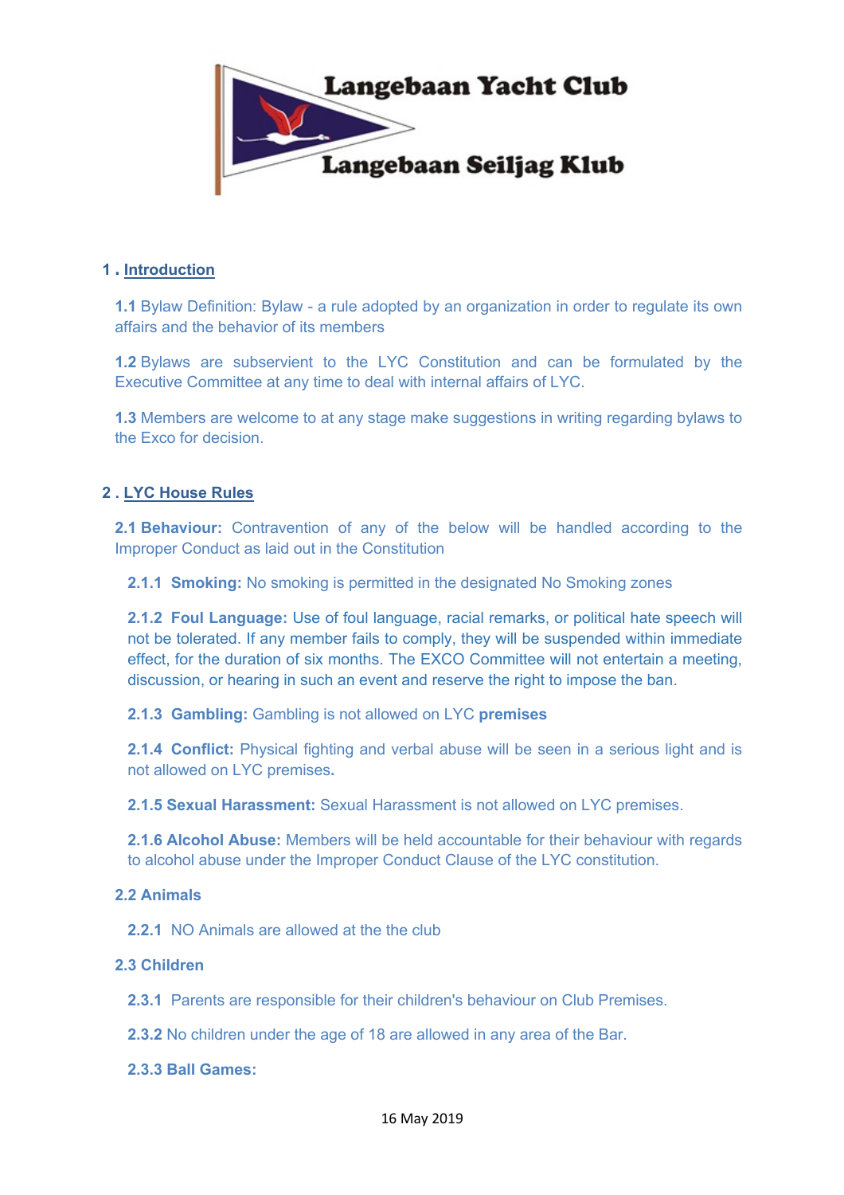Langebaan Yacht Club

Langebaan Seiljag Klub

## 1 . Introduction

**1.1** Bylaw Definition: Bylaw - a rule adopted by an organization in order to regulate its own affairs and the behavior of its members

**1.2** Bylaws are subservient to the LYC Constitution and can be formulated by the Executive Committee at any time to deal with internal affairs of LYC.

**1.3** Members are welcome to at any stage make suggestions in writing regarding bylaws to the Exco for decision.

## 2 . LYC House Rules

**2.1 Behaviour:** Contravention of any of the below will be handled according to the Improper Conduct as laid out in the Constitution

**2.1.1 Smoking:** No smoking is permitted in the designated No Smoking zones

**2.1.2 Foul Language:** Use of foul language, racial remarks, or political hate speech will not be tolerated. If any member fails to comply, they will be suspended within immediate effect, for the duration of six months. The EXCO Committee will not entertain a meeting, discussion, or hearing in such an event and reserve the right to impose the ban.

**2.1.3 Gambling:** Gambling is not allowed on LYC **premises**

**2.1.4 Conflict:** Physical fighting and verbal abuse will be seen in a serious light and is not allowed on LYC premises**.**

**2.1.5 Sexual Harassment:** Sexual Harassment is not allowed on LYC premises.

**2.1.6 Alcohol Abuse:** Members will be held accountable for their behaviour with regards to alcohol abuse under the Improper Conduct Clause of the LYC constitution.

**2.2 Animals**

**2.2.1** NO Animals are allowed at the the club

**2.3 Children**

**2.3.1** Parents are responsible for their children's behaviour on Club Premises.

**2.3.2** No children under the age of 18 are allowed in any area of the Bar.

**2.3.3 Ball Games:**

16 May 2019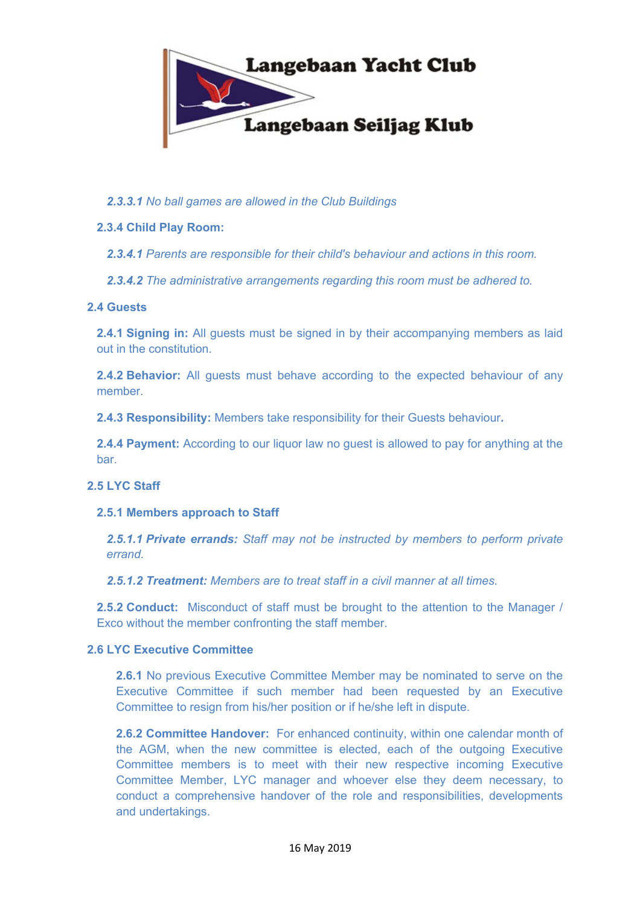***2.3.3.1*** *No ball games are allowed in the Club Buildings*

**2.3.4 Child Play Room:**

***2.3.4.1*** *Parents are responsible for their child's behaviour and actions in this room.*

***2.3.4.2*** *The administrative arrangements regarding this room must be adhered to.*

**2.4 Guests**

**2.4.1 Signing in:** All guests must be signed in by their accompanying members as laid out in the constitution.

**2.4.2 Behavior:** All guests must behave according to the expected behaviour of any member.

**2.4.3 Responsibility:** Members take responsibility for their Guests behaviour**.**

**2.4.4 Payment:** According to our liquor law no guest is allowed to pay for anything at the bar.

**2.5 LYC Staff**

**2.5.1 Members approach to Staff**

***2.5.1.1 Private errands:*** *Staff may not be instructed by members to perform private errand.*

***2.5.1.2 Treatment:*** *Members are to treat staff in a civil manner at all times.*

**2.5.2 Conduct:** Misconduct of staff must be brought to the attention to the Manager / Exco without the member confronting the staff member.

**2.6 LYC Executive Committee**

**2.6.1** No previous Executive Committee Member may be nominated to serve on the Executive Committee if such member had been requested by an Executive Committee to resign from his/her position or if he/she left in dispute.

**2.6.2 Committee Handover:** For enhanced continuity, within one calendar month of the AGM, when the new committee is elected, each of the outgoing Executive Committee members is to meet with their new respective incoming Executive Committee Member, LYC manager and whoever else they deem necessary, to conduct a comprehensive handover of the role and responsibilities, developments and undertakings.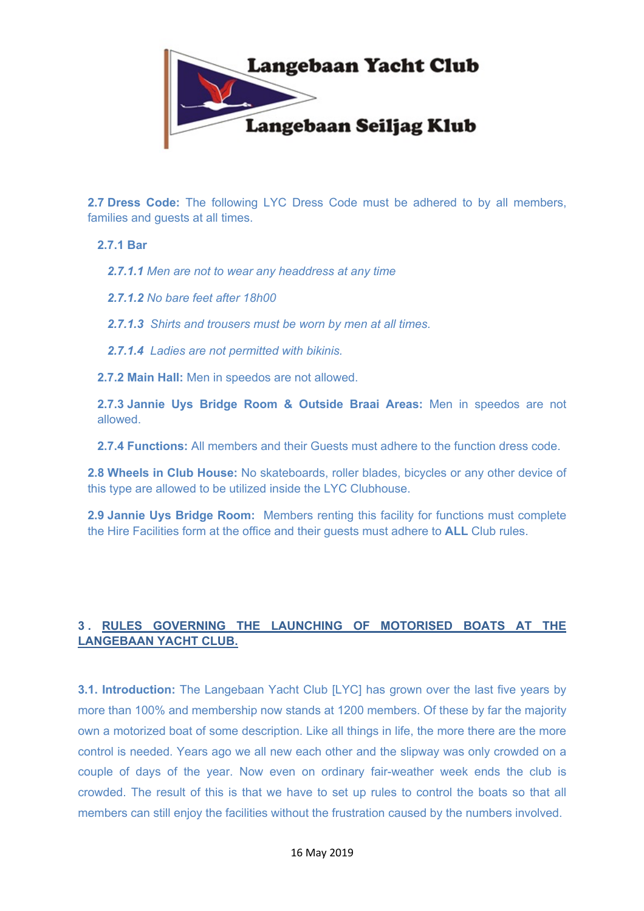**Langebaan Yacht Club**

**Langebaan Seiljag Klub**

**2.7 Dress Code:** The following LYC Dress Code must be adhered to by all members, families and guests at all times.

**2.7.1 Bar**

***2.7.1.1*** *Men are not to wear any headdress at any time*

***2.7.1.2*** *No bare feet after 18h00*

***2.7.1.3*** *Shirts and trousers must be worn by men at all times.*

***2.7.1.4*** *Ladies are not permitted with bikinis.*

**2.7.2 Main Hall:** Men in speedos are not allowed.

**2.7.3 Jannie Uys Bridge Room & Outside Braai Areas:** Men in speedos are not allowed.

**2.7.4 Functions:** All members and their Guests must adhere to the function dress code.

**2.8 Wheels in Club House:** No skateboards, roller blades, bicycles or any other device of this type are allowed to be utilized inside the LYC Clubhouse.

**2.9 Jannie Uys Bridge Room:** Members renting this facility for functions must complete the Hire Facilities form at the office and their guests must adhere to **ALL** Club rules.

## 3. RULES GOVERNING THE LAUNCHING OF MOTORISED BOATS AT THE LANGEBAAN YACHT CLUB.

**3.1. Introduction:** The Langebaan Yacht Club [LYC] has grown over the last five years by more than 100% and membership now stands at 1200 members. Of these by far the majority own a motorized boat of some description. Like all things in life, the more there are the more control is needed. Years ago we all new each other and the slipway was only crowded on a couple of days of the year. Now even on ordinary fair-weather week ends the club is crowded. The result of this is that we have to set up rules to control the boats so that all members can still enjoy the facilities without the frustration caused by the numbers involved.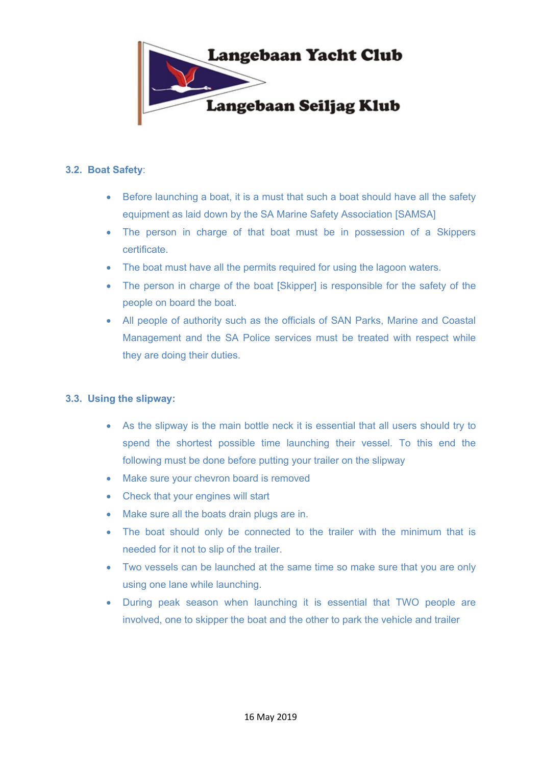### 3.2. Boat Safety:

- Before launching a boat, it is a must that such a boat should have all the safety equipment as laid down by the SA Marine Safety Association [SAMSA]
- The person in charge of that boat must be in possession of a Skippers certificate.
- The boat must have all the permits required for using the lagoon waters.
- The person in charge of the boat [Skipper] is responsible for the safety of the people on board the boat.
- All people of authority such as the officials of SAN Parks, Marine and Coastal Management and the SA Police services must be treated with respect while they are doing their duties.

### 3.3. Using the slipway:

- As the slipway is the main bottle neck it is essential that all users should try to spend the shortest possible time launching their vessel. To this end the following must be done before putting your trailer on the slipway
- Make sure your chevron board is removed
- Check that your engines will start
- Make sure all the boats drain plugs are in.
- The boat should only be connected to the trailer with the minimum that is needed for it not to slip of the trailer.
- Two vessels can be launched at the same time so make sure that you are only using one lane while launching.
- During peak season when launching it is essential that TWO people are involved, one to skipper the boat and the other to park the vehicle and trailer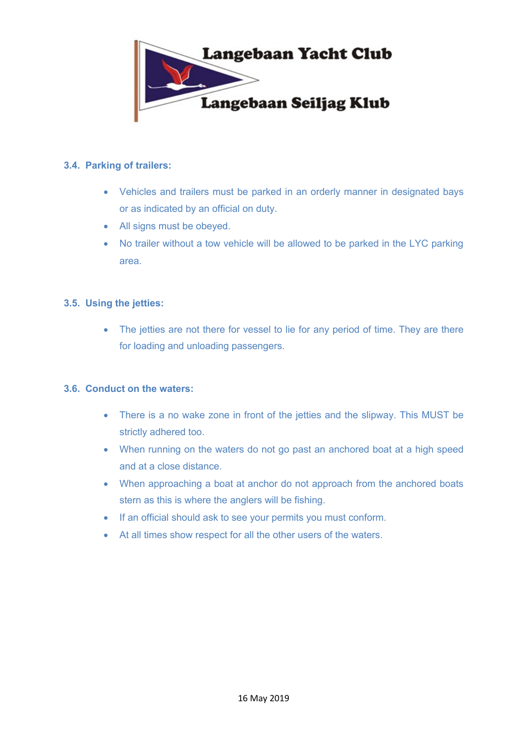### 3.4. Parking of trailers:

- Vehicles and trailers must be parked in an orderly manner in designated bays or as indicated by an official on duty.
- All signs must be obeyed.
- No trailer without a tow vehicle will be allowed to be parked in the LYC parking area.

### 3.5. Using the jetties:

- The jetties are not there for vessel to lie for any period of time. They are there for loading and unloading passengers.

### 3.6. Conduct on the waters:

- There is a no wake zone in front of the jetties and the slipway. This MUST be strictly adhered too.
- When running on the waters do not go past an anchored boat at a high speed and at a close distance.
- When approaching a boat at anchor do not approach from the anchored boats stern as this is where the anglers will be fishing.
- If an official should ask to see your permits you must conform.
- At all times show respect for all the other users of the waters.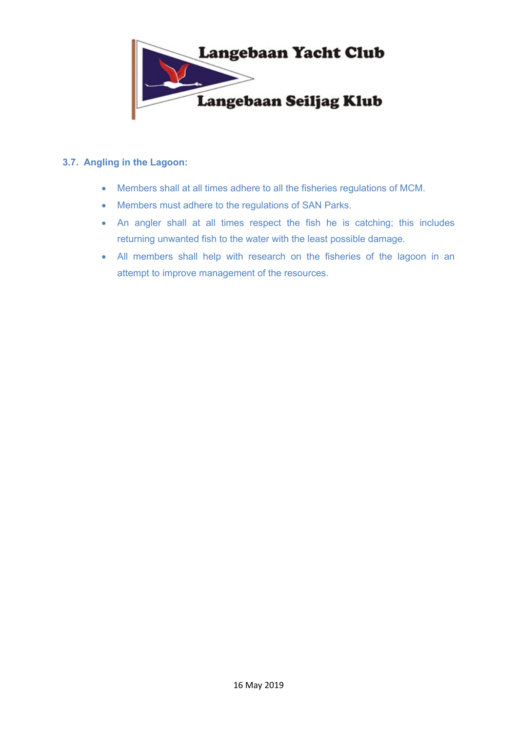### 3.7. Angling in the Lagoon:

- Members shall at all times adhere to all the fisheries regulations of MCM.
- Members must adhere to the regulations of SAN Parks.
- An angler shall at all times respect the fish he is catching; this includes returning unwanted fish to the water with the least possible damage.
- All members shall help with research on the fisheries of the lagoon in an attempt to improve management of the resources.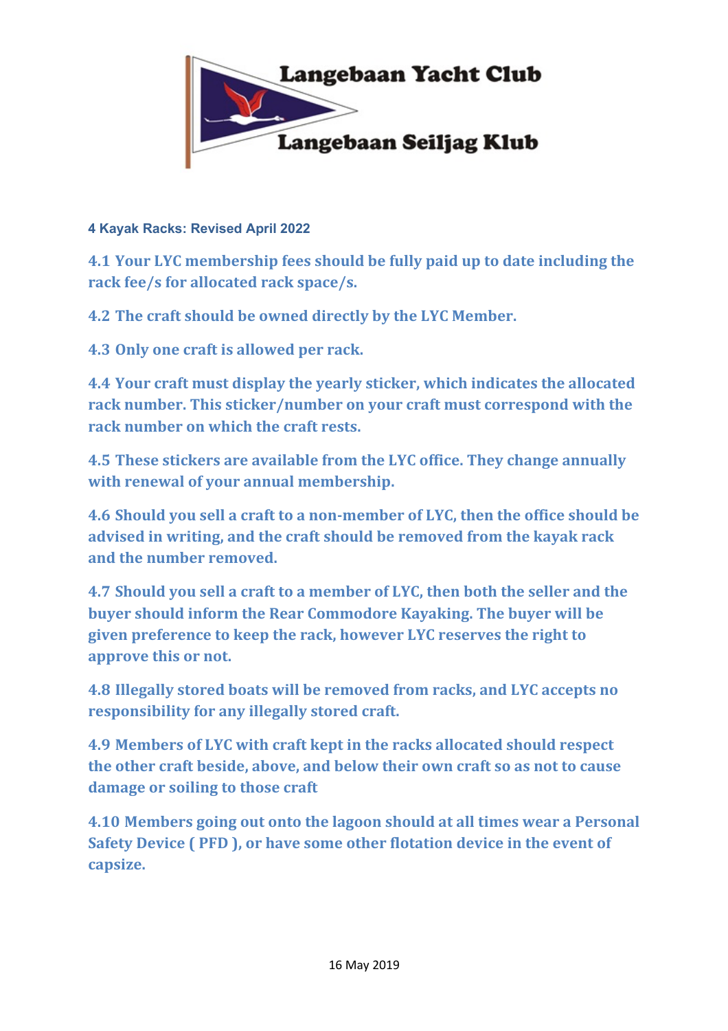Langebaan Yacht Club

Langebaan Seiljag Klub

## 4 Kayak Racks: Revised April 2022

**4.1 Your LYC membership fees should be fully paid up to date including the rack fee/s for allocated rack space/s.**

**4.2 The craft should be owned directly by the LYC Member.**

**4.3 Only one craft is allowed per rack.**

**4.4 Your craft must display the yearly sticker, which indicates the allocated rack number. This sticker/number on your craft must correspond with the rack number on which the craft rests.**

**4.5 These stickers are available from the LYC office. They change annually with renewal of your annual membership.**

**4.6 Should you sell a craft to a non-member of LYC, then the office should be advised in writing, and the craft should be removed from the kayak rack and the number removed.**

**4.7 Should you sell a craft to a member of LYC, then both the seller and the buyer should inform the Rear Commodore Kayaking. The buyer will be given preference to keep the rack, however LYC reserves the right to approve this or not.**

**4.8 Illegally stored boats will be removed from racks, and LYC accepts no responsibility for any illegally stored craft.**

**4.9 Members of LYC with craft kept in the racks allocated should respect the other craft beside, above, and below their own craft so as not to cause damage or soiling to those craft**

**4.10 Members going out onto the lagoon should at all times wear a Personal Safety Device ( PFD ), or have some other flotation device in the event of capsize.**

16 May 2019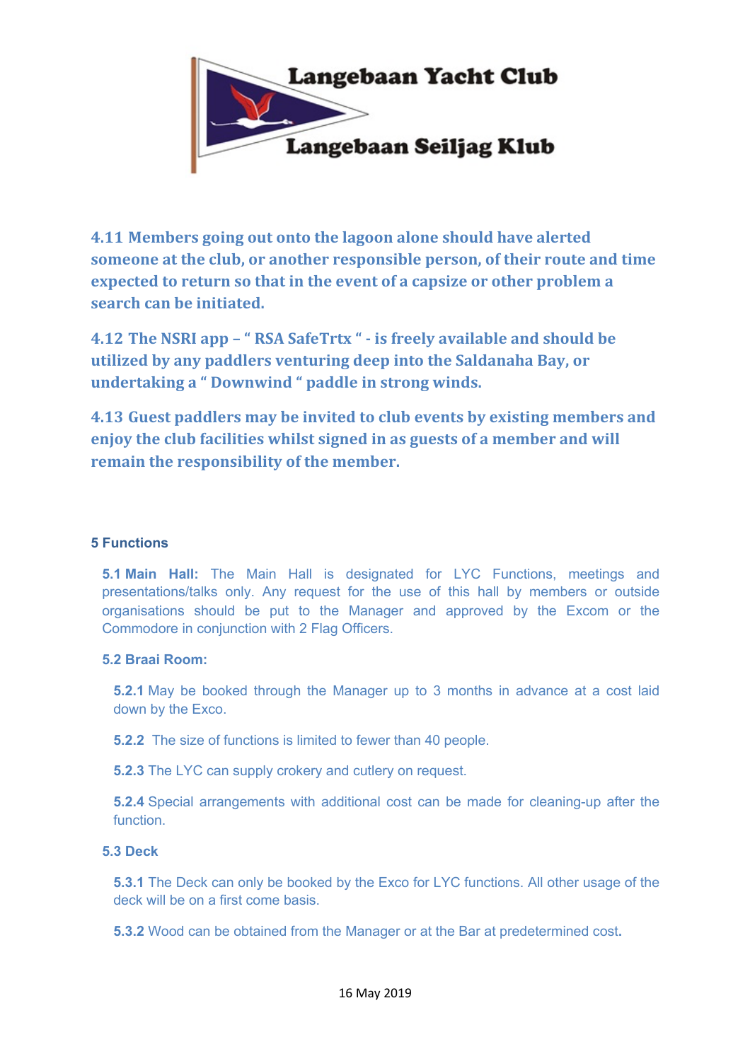**4.11 Members going out onto the lagoon alone should have alerted someone at the club, or another responsible person, of their route and time expected to return so that in the event of a capsize or other problem a search can be initiated.**

**4.12 The NSRI app – " RSA SafeTrtx " - is freely available and should be utilized by any paddlers venturing deep into the Saldanaha Bay, or undertaking a " Downwind " paddle in strong winds.**

**4.13 Guest paddlers may be invited to club events by existing members and enjoy the club facilities whilst signed in as guests of a member and will remain the responsibility of the member.**

### 5 Functions

**5.1 Main Hall:** The Main Hall is designated for LYC Functions, meetings and presentations/talks only. Any request for the use of this hall by members or outside organisations should be put to the Manager and approved by the Excom or the Commodore in conjunction with 2 Flag Officers.

**5.2 Braai Room:**

**5.2.1** May be booked through the Manager up to 3 months in advance at a cost laid down by the Exco.

**5.2.2** The size of functions is limited to fewer than 40 people.

**5.2.3** The LYC can supply crokery and cutlery on request.

**5.2.4** Special arrangements with additional cost can be made for cleaning-up after the function.

**5.3 Deck**

**5.3.1** The Deck can only be booked by the Exco for LYC functions. All other usage of the deck will be on a first come basis.

**5.3.2** Wood can be obtained from the Manager or at the Bar at predetermined cost.

16 May 2019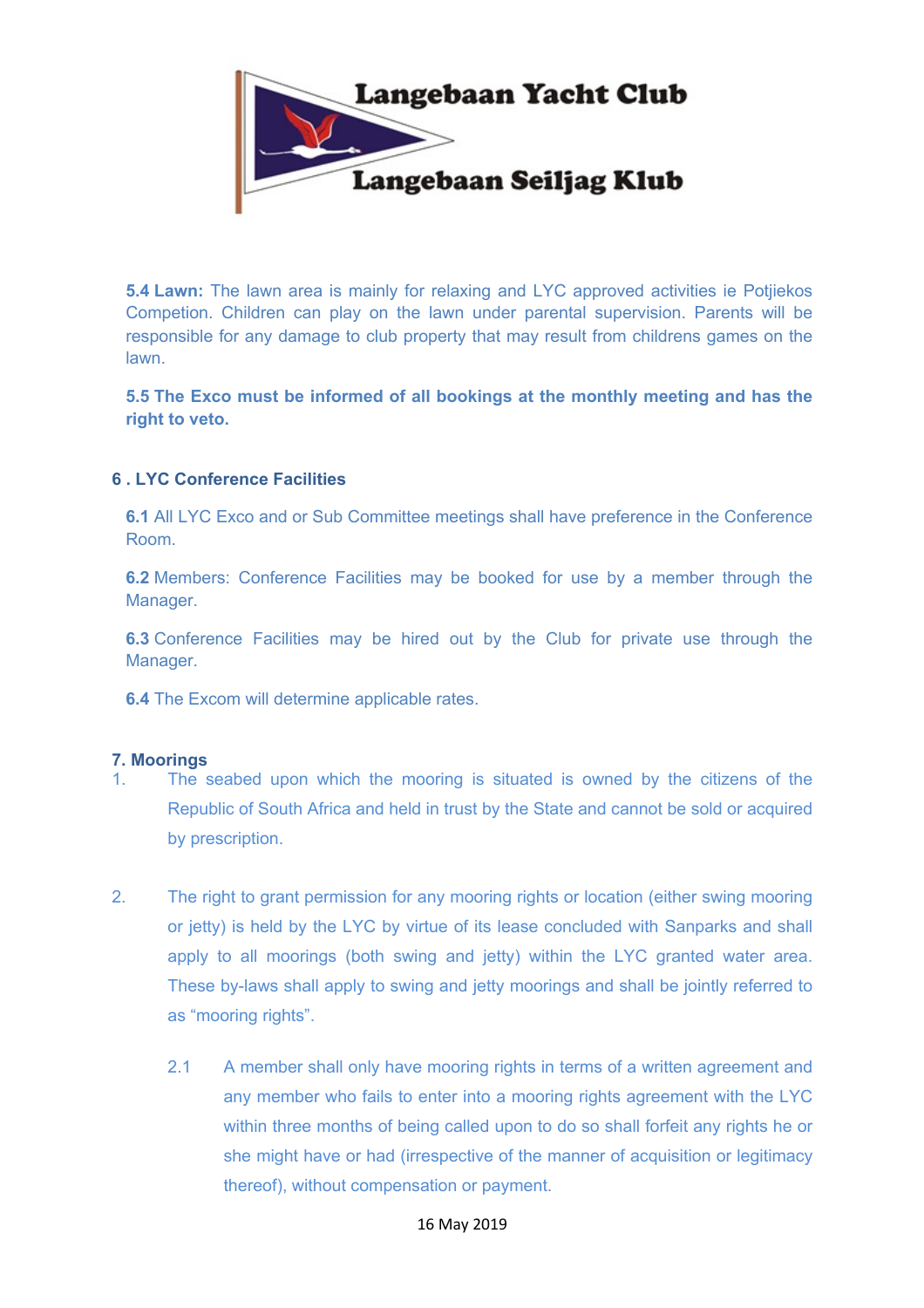**5.4 Lawn:** The lawn area is mainly for relaxing and LYC approved activities ie Potjiekos Competion. Children can play on the lawn under parental supervision. Parents will be responsible for any damage to club property that may result from childrens games on the lawn.

**5.5 The Exco must be informed of all bookings at the monthly meeting and has the right to veto.**

## 6 . LYC Conference Facilities

**6.1** All LYC Exco and or Sub Committee meetings shall have preference in the Conference Room.

**6.2** Members: Conference Facilities may be booked for use by a member through the Manager.

**6.3** Conference Facilities may be hired out by the Club for private use through the Manager.

**6.4** The Excom will determine applicable rates.

## 7. Moorings

1. The seabed upon which the mooring is situated is owned by the citizens of the Republic of South Africa and held in trust by the State and cannot be sold or acquired by prescription.

2. The right to grant permission for any mooring rights or location (either swing mooring or jetty) is held by the LYC by virtue of its lease concluded with Sanparks and shall apply to all moorings (both swing and jetty) within the LYC granted water area. These by-laws shall apply to swing and jetty moorings and shall be jointly referred to as "mooring rights".

   2.1 A member shall only have mooring rights in terms of a written agreement and any member who fails to enter into a mooring rights agreement with the LYC within three months of being called upon to do so shall forfeit any rights he or she might have or had (irrespective of the manner of acquisition or legitimacy thereof), without compensation or payment.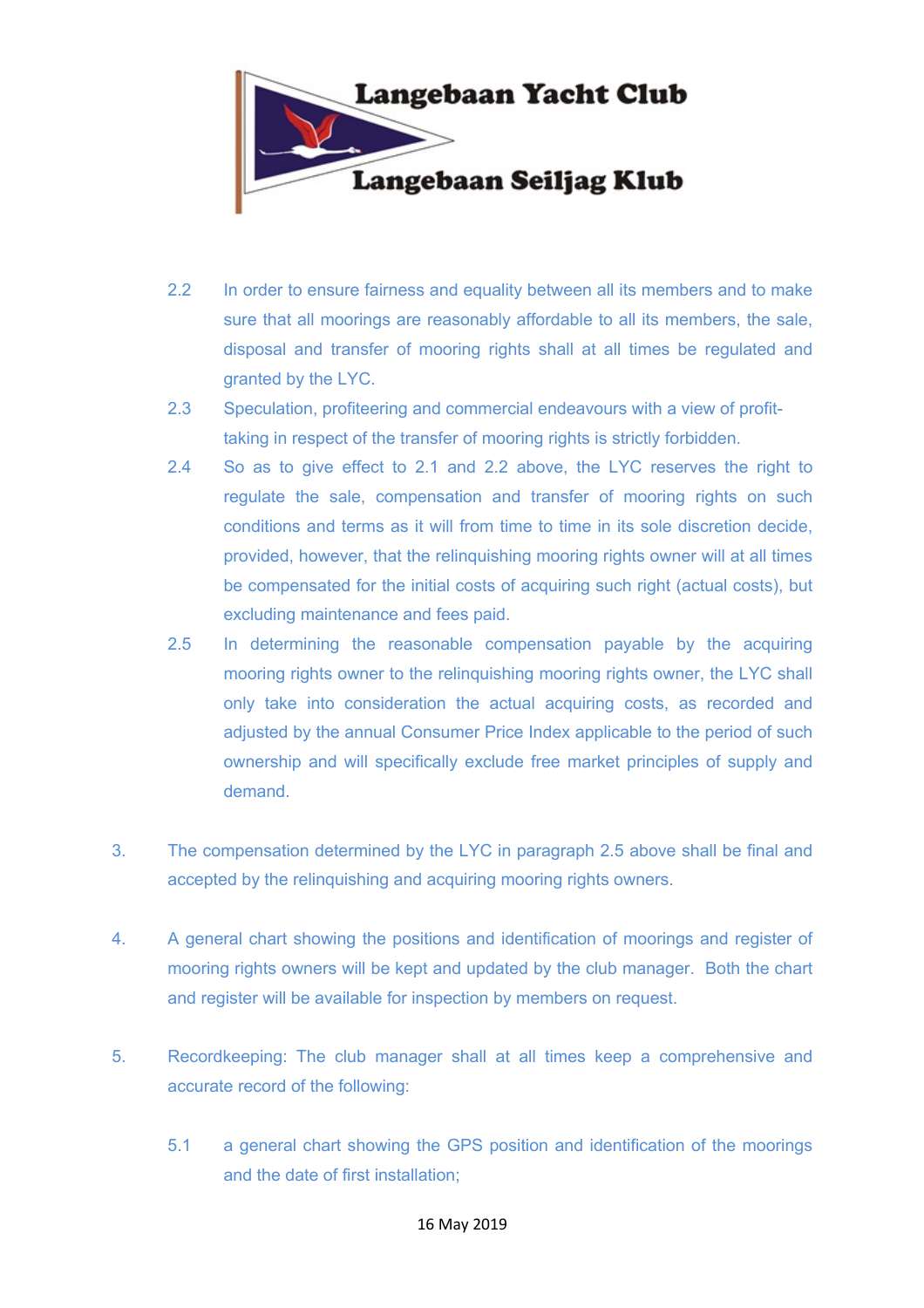2.2 In order to ensure fairness and equality between all its members and to make sure that all moorings are reasonably affordable to all its members, the sale, disposal and transfer of mooring rights shall at all times be regulated and granted by the LYC.

2.3 Speculation, profiteering and commercial endeavours with a view of profit-taking in respect of the transfer of mooring rights is strictly forbidden.

2.4 So as to give effect to 2.1 and 2.2 above, the LYC reserves the right to regulate the sale, compensation and transfer of mooring rights on such conditions and terms as it will from time to time in its sole discretion decide, provided, however, that the relinquishing mooring rights owner will at all times be compensated for the initial costs of acquiring such right (actual costs), but excluding maintenance and fees paid.

2.5 In determining the reasonable compensation payable by the acquiring mooring rights owner to the relinquishing mooring rights owner, the LYC shall only take into consideration the actual acquiring costs, as recorded and adjusted by the annual Consumer Price Index applicable to the period of such ownership and will specifically exclude free market principles of supply and demand.

3. The compensation determined by the LYC in paragraph 2.5 above shall be final and accepted by the relinquishing and acquiring mooring rights owners.

4. A general chart showing the positions and identification of moorings and register of mooring rights owners will be kept and updated by the club manager. Both the chart and register will be available for inspection by members on request.

5. Recordkeeping: The club manager shall at all times keep a comprehensive and accurate record of the following:

5.1 a general chart showing the GPS position and identification of the moorings and the date of first installation;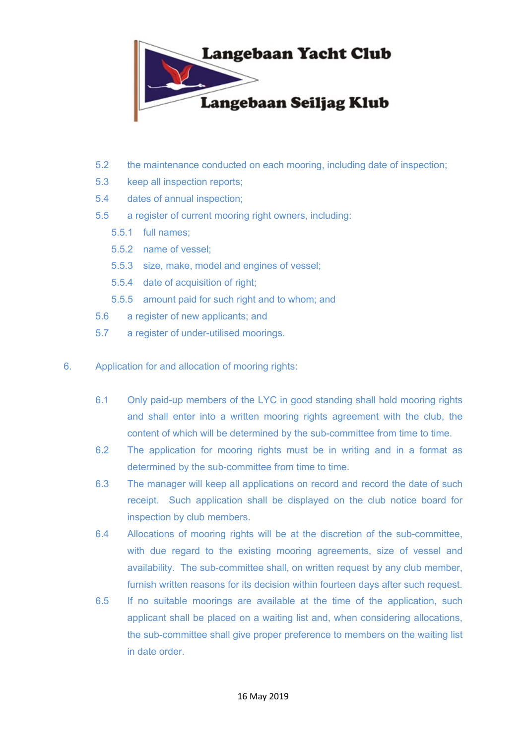5.2 the maintenance conducted on each mooring, including date of inspection;

5.3 keep all inspection reports;

5.4 dates of annual inspection;

5.5 a register of current mooring right owners, including:

  5.5.1 full names;

  5.5.2 name of vessel;

  5.5.3 size, make, model and engines of vessel;

  5.5.4 date of acquisition of right;

  5.5.5 amount paid for such right and to whom; and

5.6 a register of new applicants; and

5.7 a register of under-utilised moorings.

6. Application for and allocation of mooring rights:

6.1 Only paid-up members of the LYC in good standing shall hold mooring rights and shall enter into a written mooring rights agreement with the club, the content of which will be determined by the sub-committee from time to time.

6.2 The application for mooring rights must be in writing and in a format as determined by the sub-committee from time to time.

6.3 The manager will keep all applications on record and record the date of such receipt. Such application shall be displayed on the club notice board for inspection by club members.

6.4 Allocations of mooring rights will be at the discretion of the sub-committee, with due regard to the existing mooring agreements, size of vessel and availability. The sub-committee shall, on written request by any club member, furnish written reasons for its decision within fourteen days after such request.

6.5 If no suitable moorings are available at the time of the application, such applicant shall be placed on a waiting list and, when considering allocations, the sub-committee shall give proper preference to members on the waiting list in date order.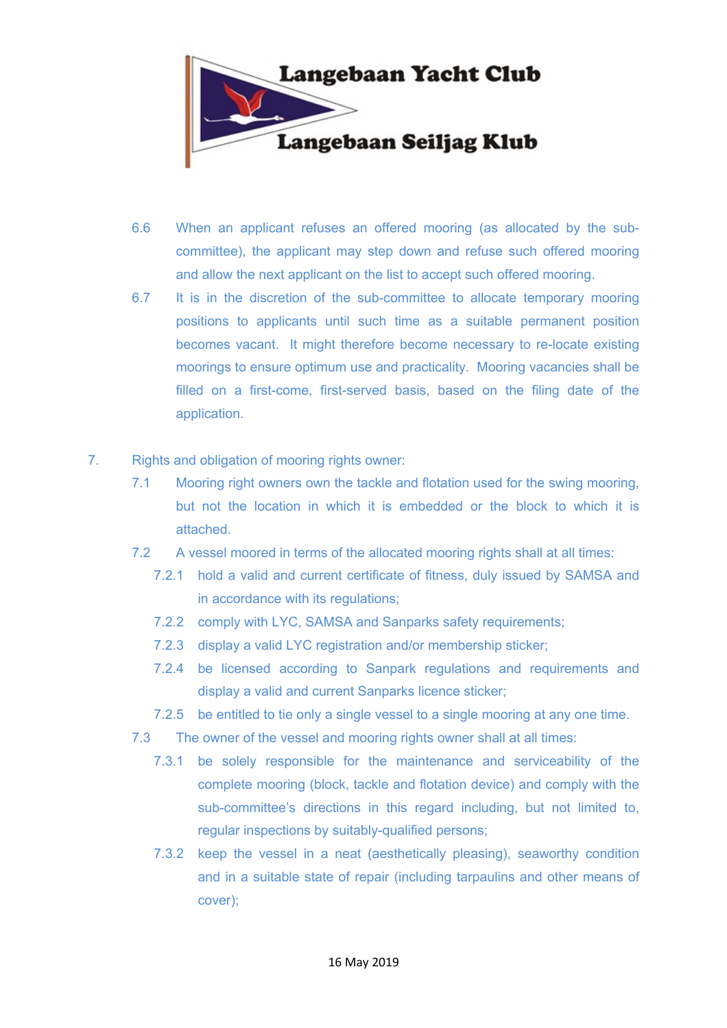6.6 When an applicant refuses an offered mooring (as allocated by the sub-committee), the applicant may step down and refuse such offered mooring and allow the next applicant on the list to accept such offered mooring.

6.7 It is in the discretion of the sub-committee to allocate temporary mooring positions to applicants until such time as a suitable permanent position becomes vacant. It might therefore become necessary to re-locate existing moorings to ensure optimum use and practicality. Mooring vacancies shall be filled on a first-come, first-served basis, based on the filing date of the application.

7. Rights and obligation of mooring rights owner:

7.1 Mooring right owners own the tackle and flotation used for the swing mooring, but not the location in which it is embedded or the block to which it is attached.

7.2 A vessel moored in terms of the allocated mooring rights shall at all times:

7.2.1 hold a valid and current certificate of fitness, duly issued by SAMSA and in accordance with its regulations;

7.2.2 comply with LYC, SAMSA and Sanparks safety requirements;

7.2.3 display a valid LYC registration and/or membership sticker;

7.2.4 be licensed according to Sanpark regulations and requirements and display a valid and current Sanparks licence sticker;

7.2.5 be entitled to tie only a single vessel to a single mooring at any one time.

7.3 The owner of the vessel and mooring rights owner shall at all times:

7.3.1 be solely responsible for the maintenance and serviceability of the complete mooring (block, tackle and flotation device) and comply with the sub-committee's directions in this regard including, but not limited to, regular inspections by suitably-qualified persons;

7.3.2 keep the vessel in a neat (aesthetically pleasing), seaworthy condition and in a suitable state of repair (including tarpaulins and other means of cover);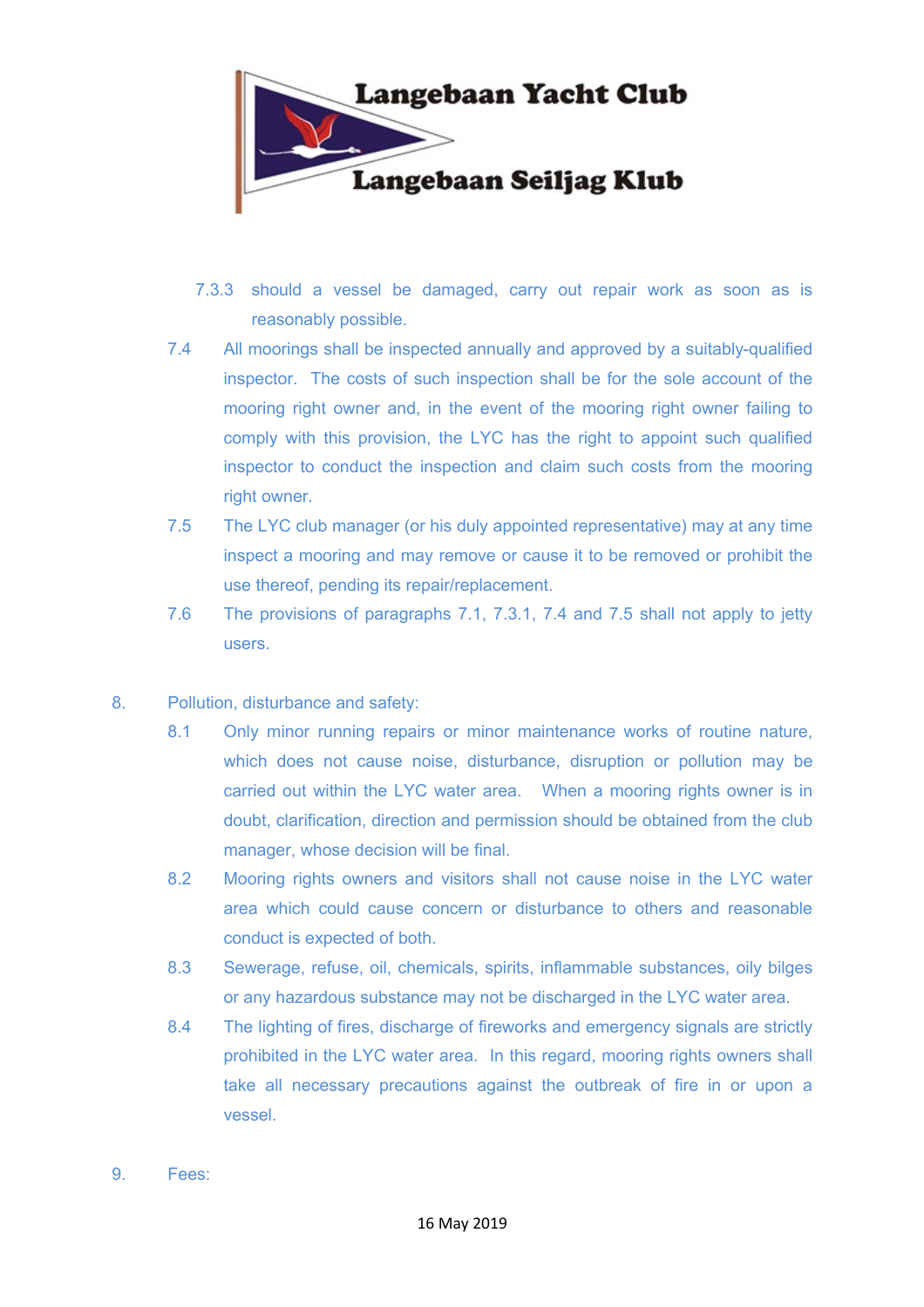7.3.3 should a vessel be damaged, carry out repair work as soon as is reasonably possible.

7.4 All moorings shall be inspected annually and approved by a suitably-qualified inspector. The costs of such inspection shall be for the sole account of the mooring right owner and, in the event of the mooring right owner failing to comply with this provision, the LYC has the right to appoint such qualified inspector to conduct the inspection and claim such costs from the mooring right owner.

7.5 The LYC club manager (or his duly appointed representative) may at any time inspect a mooring and may remove or cause it to be removed or prohibit the use thereof, pending its repair/replacement.

7.6 The provisions of paragraphs 7.1, 7.3.1, 7.4 and 7.5 shall not apply to jetty users.

8. Pollution, disturbance and safety:

8.1 Only minor running repairs or minor maintenance works of routine nature, which does not cause noise, disturbance, disruption or pollution may be carried out within the LYC water area. When a mooring rights owner is in doubt, clarification, direction and permission should be obtained from the club manager, whose decision will be final.

8.2 Mooring rights owners and visitors shall not cause noise in the LYC water area which could cause concern or disturbance to others and reasonable conduct is expected of both.

8.3 Sewerage, refuse, oil, chemicals, spirits, inflammable substances, oily bilges or any hazardous substance may not be discharged in the LYC water area.

8.4 The lighting of fires, discharge of fireworks and emergency signals are strictly prohibited in the LYC water area. In this regard, mooring rights owners shall take all necessary precautions against the outbreak of fire in or upon a vessel.

9. Fees: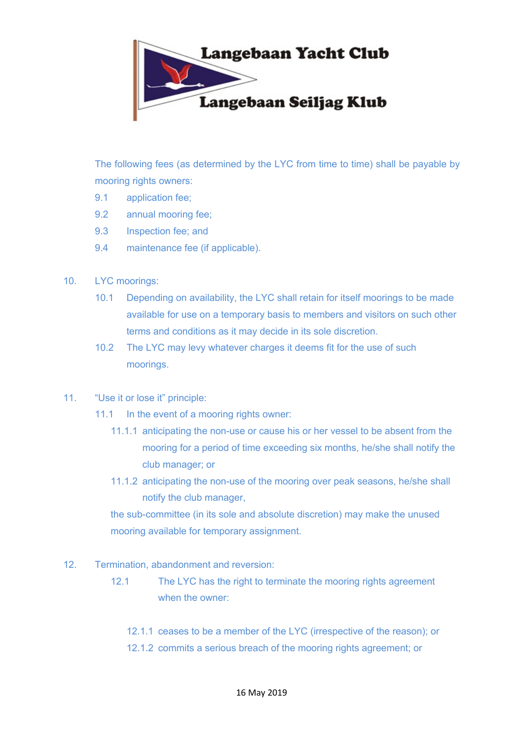The following fees (as determined by the LYC from time to time) shall be payable by mooring rights owners:

9.1 application fee;

9.2 annual mooring fee;

9.3 Inspection fee; and

9.4 maintenance fee (if applicable).

10. LYC moorings:

10.1 Depending on availability, the LYC shall retain for itself moorings to be made available for use on a temporary basis to members and visitors on such other terms and conditions as it may decide in its sole discretion.

10.2 The LYC may levy whatever charges it deems fit for the use of such moorings.

11. "Use it or lose it" principle:

11.1 In the event of a mooring rights owner:

11.1.1 anticipating the non-use or cause his or her vessel to be absent from the mooring for a period of time exceeding six months, he/she shall notify the club manager; or

11.1.2 anticipating the non-use of the mooring over peak seasons, he/she shall notify the club manager,

the sub-committee (in its sole and absolute discretion) may make the unused mooring available for temporary assignment.

12. Termination, abandonment and reversion:

12.1 The LYC has the right to terminate the mooring rights agreement when the owner:

12.1.1 ceases to be a member of the LYC (irrespective of the reason); or

12.1.2 commits a serious breach of the mooring rights agreement; or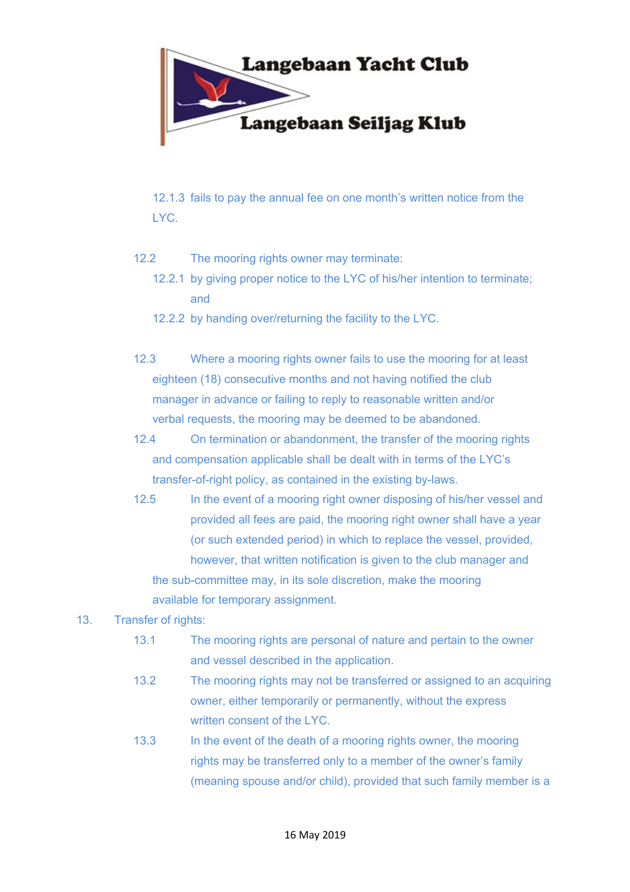12.1.3 fails to pay the annual fee on one month's written notice from the LYC.

12.2 The mooring rights owner may terminate:

12.2.1 by giving proper notice to the LYC of his/her intention to terminate; and

12.2.2 by handing over/returning the facility to the LYC.

12.3 Where a mooring rights owner fails to use the mooring for at least eighteen (18) consecutive months and not having notified the club manager in advance or failing to reply to reasonable written and/or verbal requests, the mooring may be deemed to be abandoned.

12.4 On termination or abandonment, the transfer of the mooring rights and compensation applicable shall be dealt with in terms of the LYC's transfer-of-right policy, as contained in the existing by-laws.

12.5 In the event of a mooring right owner disposing of his/her vessel and provided all fees are paid, the mooring right owner shall have a year (or such extended period) in which to replace the vessel, provided, however, that written notification is given to the club manager and the sub-committee may, in its sole discretion, make the mooring available for temporary assignment.

13. Transfer of rights:

13.1 The mooring rights are personal of nature and pertain to the owner and vessel described in the application.

13.2 The mooring rights may not be transferred or assigned to an acquiring owner, either temporarily or permanently, without the express written consent of the LYC.

13.3 In the event of the death of a mooring rights owner, the mooring rights may be transferred only to a member of the owner's family (meaning spouse and/or child), provided that such family member is a

16 May 2019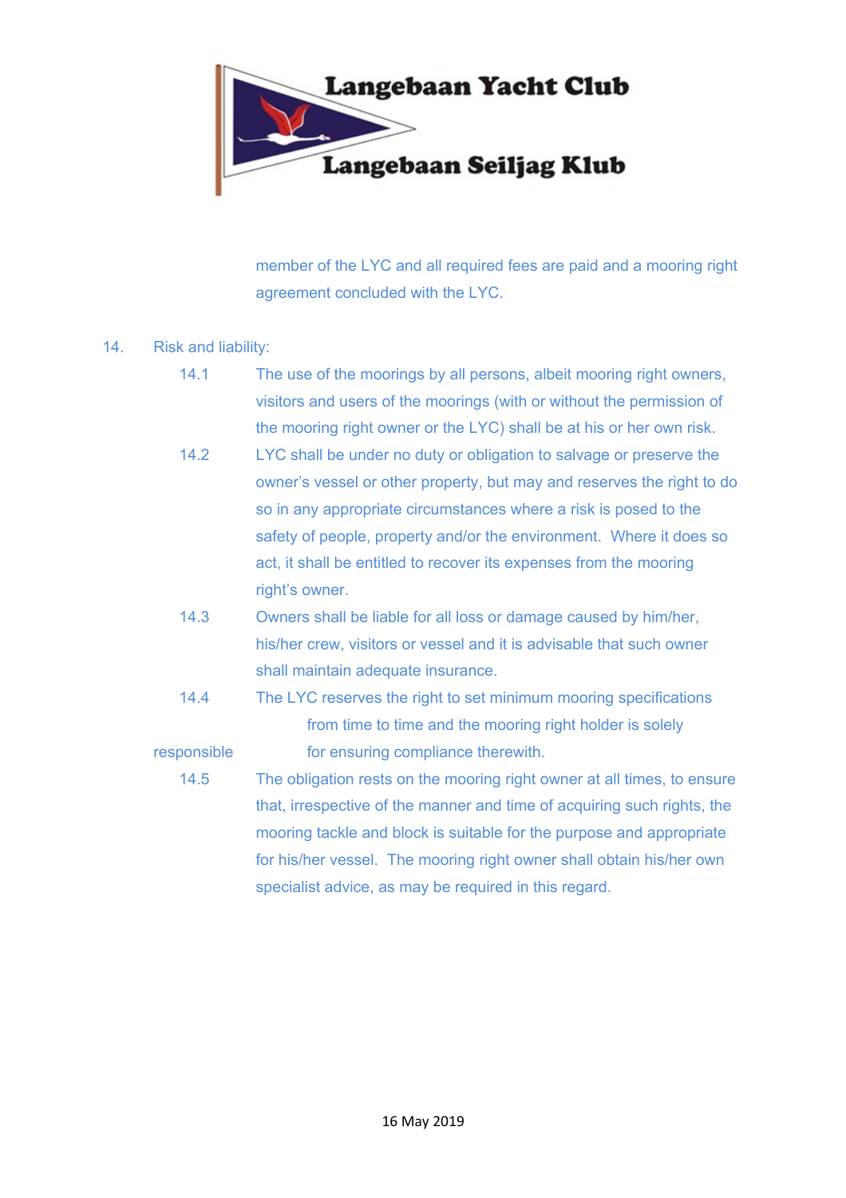member of the LYC and all required fees are paid and a mooring right agreement concluded with the LYC.

14. Risk and liability:

14.1 The use of the moorings by all persons, albeit mooring right owners, visitors and users of the moorings (with or without the permission of the mooring right owner or the LYC) shall be at his or her own risk.

14.2 LYC shall be under no duty or obligation to salvage or preserve the owner's vessel or other property, but may and reserves the right to do so in any appropriate circumstances where a risk is posed to the safety of people, property and/or the environment. Where it does so act, it shall be entitled to recover its expenses from the mooring right's owner.

14.3 Owners shall be liable for all loss or damage caused by him/her, his/her crew, visitors or vessel and it is advisable that such owner shall maintain adequate insurance.

14.4 The LYC reserves the right to set minimum mooring specifications from time to time and the mooring right holder is solely responsible for ensuring compliance therewith.

14.5 The obligation rests on the mooring right owner at all times, to ensure that, irrespective of the manner and time of acquiring such rights, the mooring tackle and block is suitable for the purpose and appropriate for his/her vessel. The mooring right owner shall obtain his/her own specialist advice, as may be required in this regard.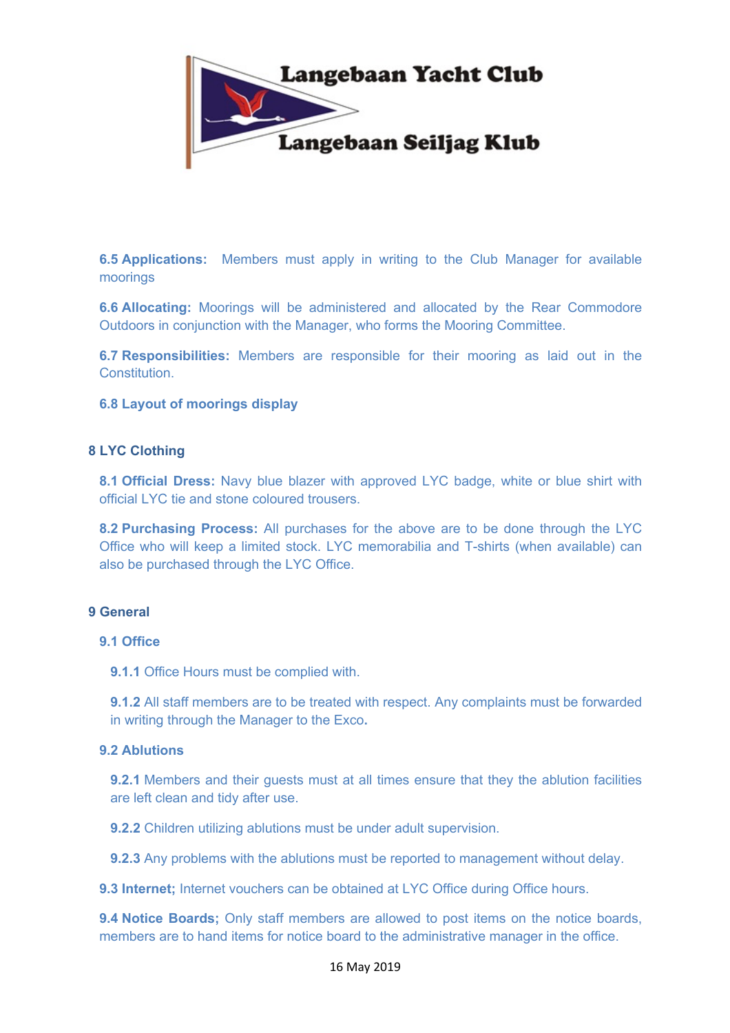**6.5 Applications:** Members must apply in writing to the Club Manager for available moorings

**6.6 Allocating:** Moorings will be administered and allocated by the Rear Commodore Outdoors in conjunction with the Manager, who forms the Mooring Committee.

**6.7 Responsibilities:** Members are responsible for their mooring as laid out in the Constitution.

**6.8 Layout of moorings display**

## 8 LYC Clothing

**8.1 Official Dress:** Navy blue blazer with approved LYC badge, white or blue shirt with official LYC tie and stone coloured trousers.

**8.2 Purchasing Process:** All purchases for the above are to be done through the LYC Office who will keep a limited stock. LYC memorabilia and T-shirts (when available) can also be purchased through the LYC Office.

## 9 General

### 9.1 Office

**9.1.1** Office Hours must be complied with.

**9.1.2** All staff members are to be treated with respect. Any complaints must be forwarded in writing through the Manager to the Exco**.**

### 9.2 Ablutions

**9.2.1** Members and their guests must at all times ensure that they the ablution facilities are left clean and tidy after use.

**9.2.2** Children utilizing ablutions must be under adult supervision.

**9.2.3** Any problems with the ablutions must be reported to management without delay.

**9.3 Internet;** Internet vouchers can be obtained at LYC Office during Office hours.

**9.4 Notice Boards;** Only staff members are allowed to post items on the notice boards, members are to hand items for notice board to the administrative manager in the office.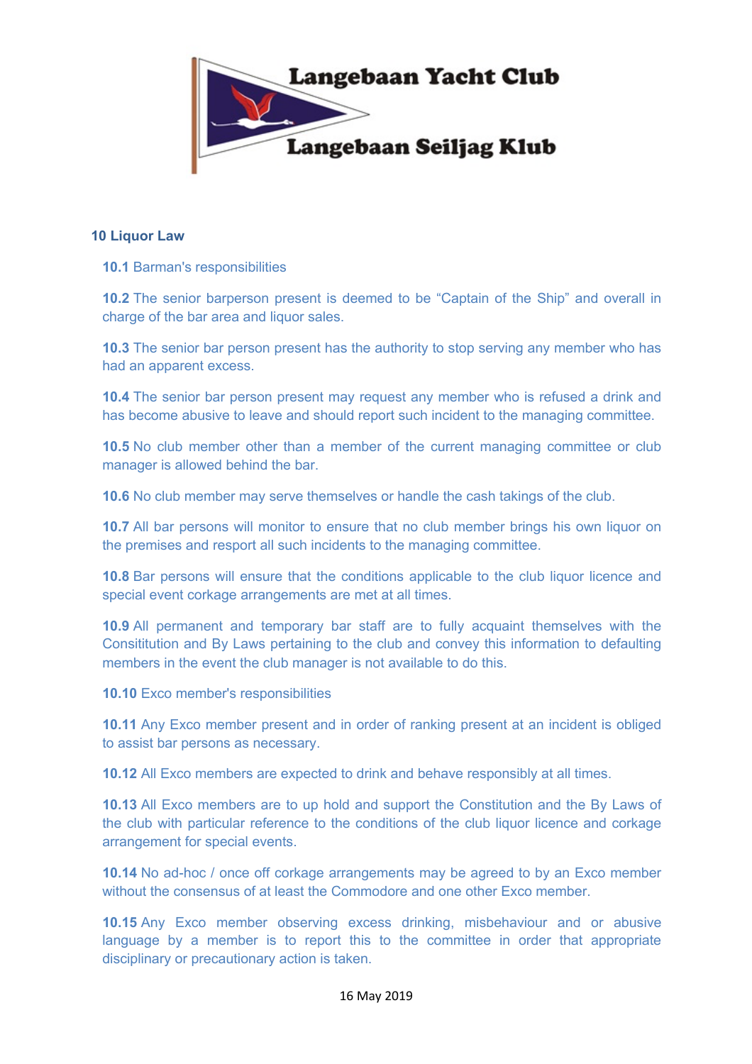# Langebaan Yacht Club

# Langebaan Seiljag Klub

### 10 Liquor Law

**10.1** Barman's responsibilities

**10.2** The senior barperson present is deemed to be "Captain of the Ship" and overall in charge of the bar area and liquor sales.

**10.3** The senior bar person present has the authority to stop serving any member who has had an apparent excess.

**10.4** The senior bar person present may request any member who is refused a drink and has become abusive to leave and should report such incident to the managing committee.

**10.5** No club member other than a member of the current managing committee or club manager is allowed behind the bar.

**10.6** No club member may serve themselves or handle the cash takings of the club.

**10.7** All bar persons will monitor to ensure that no club member brings his own liquor on the premises and resport all such incidents to the managing committee.

**10.8** Bar persons will ensure that the conditions applicable to the club liquor licence and special event corkage arrangements are met at all times.

**10.9** All permanent and temporary bar staff are to fully acquaint themselves with the Consititution and By Laws pertaining to the club and convey this information to defaulting members in the event the club manager is not available to do this.

**10.10** Exco member's responsibilities

**10.11** Any Exco member present and in order of ranking present at an incident is obliged to assist bar persons as necessary.

**10.12** All Exco members are expected to drink and behave responsibly at all times.

**10.13** All Exco members are to up hold and support the Constitution and the By Laws of the club with particular reference to the conditions of the club liquor licence and corkage arrangement for special events.

**10.14** No ad-hoc / once off corkage arrangements may be agreed to by an Exco member without the consensus of at least the Commodore and one other Exco member.

**10.15** Any Exco member observing excess drinking, misbehaviour and or abusive language by a member is to report this to the committee in order that appropriate disciplinary or precautionary action is taken.

16 May 2019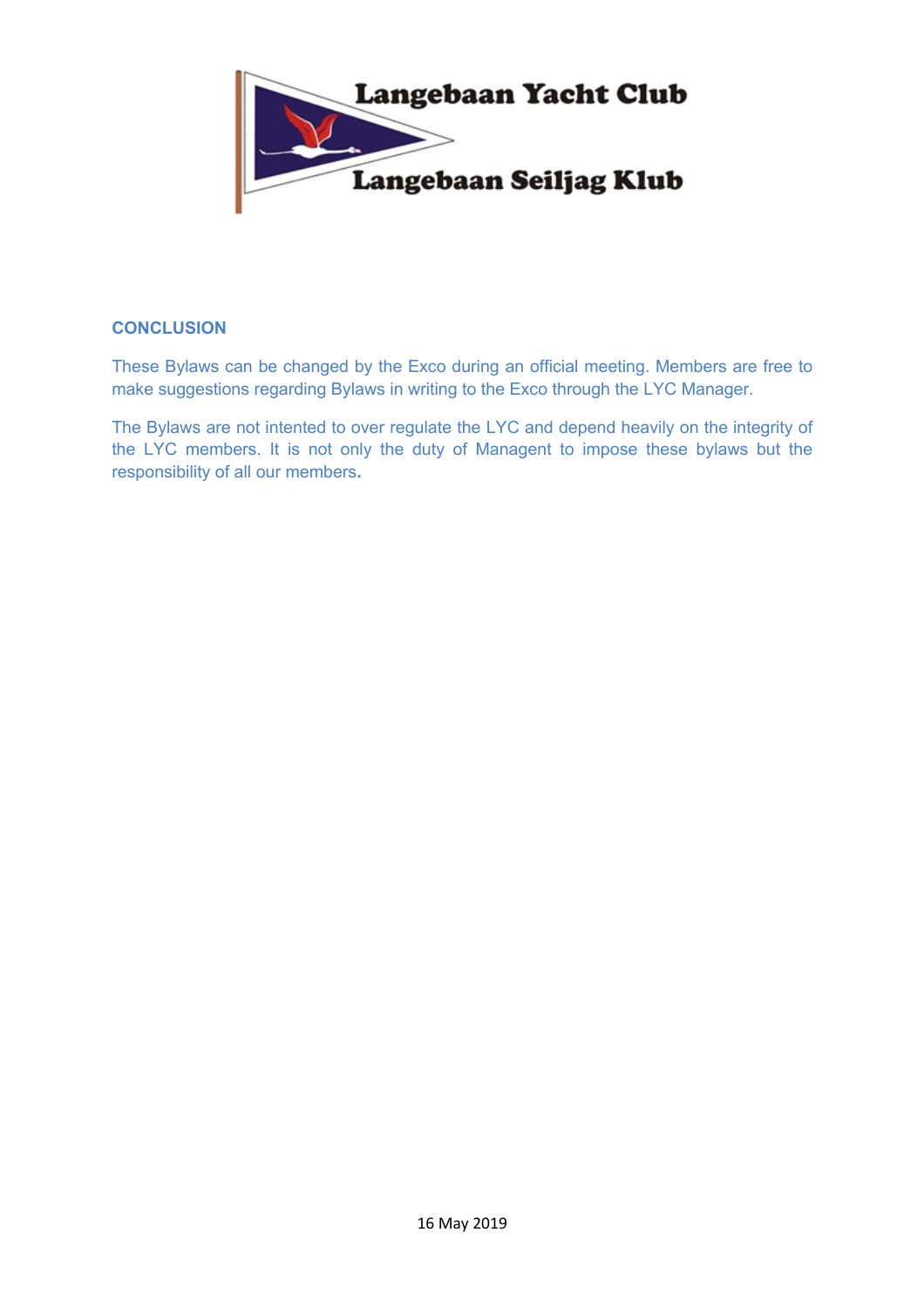Langebaan Yacht Club

Langebaan Seiljag Klub

## CONCLUSION

These Bylaws can be changed by the Exco during an official meeting. Members are free to make suggestions regarding Bylaws in writing to the Exco through the LYC Manager.

The Bylaws are not intented to over regulate the LYC and depend heavily on the integrity of the LYC members. It is not only the duty of Managent to impose these bylaws but the responsibility of all our members.

16 May 2019